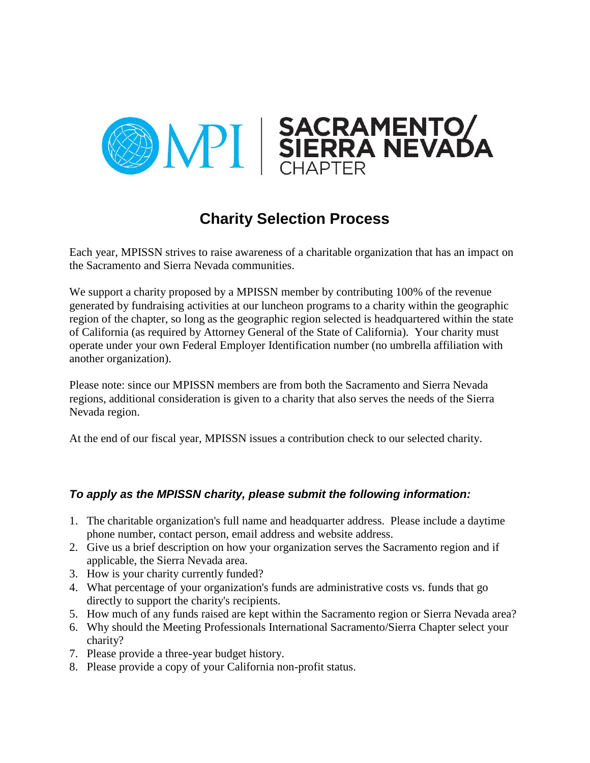MPI | SACRAMENTO/ SIERRA NEVADA CHAPTER

# Charity Selection Process

Each year, MPISSN strives to raise awareness of a charitable organization that has an impact on the Sacramento and Sierra Nevada communities.

We support a charity proposed by a MPISSN member by contributing 100% of the revenue generated by fundraising activities at our luncheon programs to a charity within the geographic region of the chapter, so long as the geographic region selected is headquartered within the state of California (as required by Attorney General of the State of California). Your charity must operate under your own Federal Employer Identification number (no umbrella affiliation with another organization).

Please note: since our MPISSN members are from both the Sacramento and Sierra Nevada regions, additional consideration is given to a charity that also serves the needs of the Sierra Nevada region.

At the end of our fiscal year, MPISSN issues a contribution check to our selected charity.

### *To apply as the MPISSN charity, please submit the following information:*

1. The charitable organization's full name and headquarter address. Please include a daytime phone number, contact person, email address and website address.
2. Give us a brief description on how your organization serves the Sacramento region and if applicable, the Sierra Nevada area.
3. How is your charity currently funded?
4. What percentage of your organization's funds are administrative costs vs. funds that go directly to support the charity's recipients.
5. How much of any funds raised are kept within the Sacramento region or Sierra Nevada area?
6. Why should the Meeting Professionals International Sacramento/Sierra Chapter select your charity?
7. Please provide a three-year budget history.
8. Please provide a copy of your California non-profit status.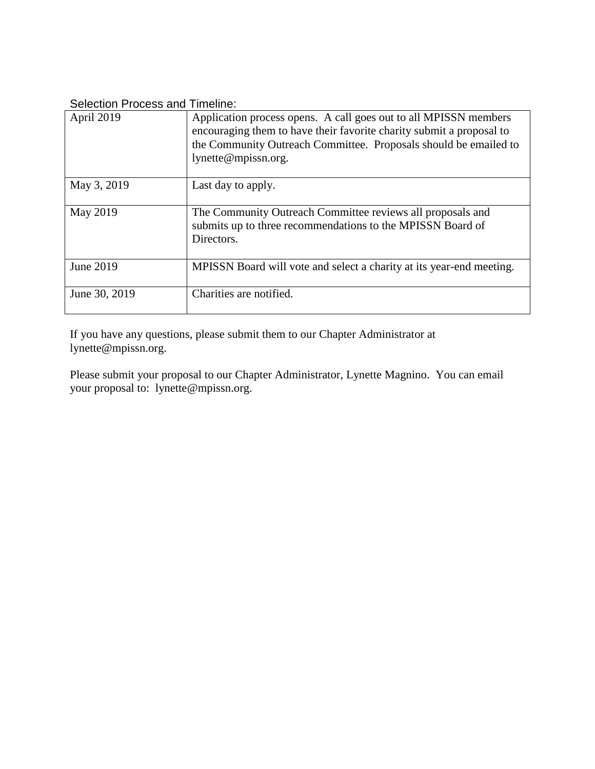Selection Process and Timeline:

| | |
|---|---|
| April 2019 | Application process opens. A call goes out to all MPISSN members encouraging them to have their favorite charity submit a proposal to the Community Outreach Committee. Proposals should be emailed to lynette@mpissn.org. |
| May 3, 2019 | Last day to apply. |
| May 2019 | The Community Outreach Committee reviews all proposals and submits up to three recommendations to the MPISSN Board of Directors. |
| June 2019 | MPISSN Board will vote and select a charity at its year-end meeting. |
| June 30, 2019 | Charities are notified. |

If you have any questions, please submit them to our Chapter Administrator at lynette@mpissn.org.

Please submit your proposal to our Chapter Administrator, Lynette Magnino. You can email your proposal to: lynette@mpissn.org.